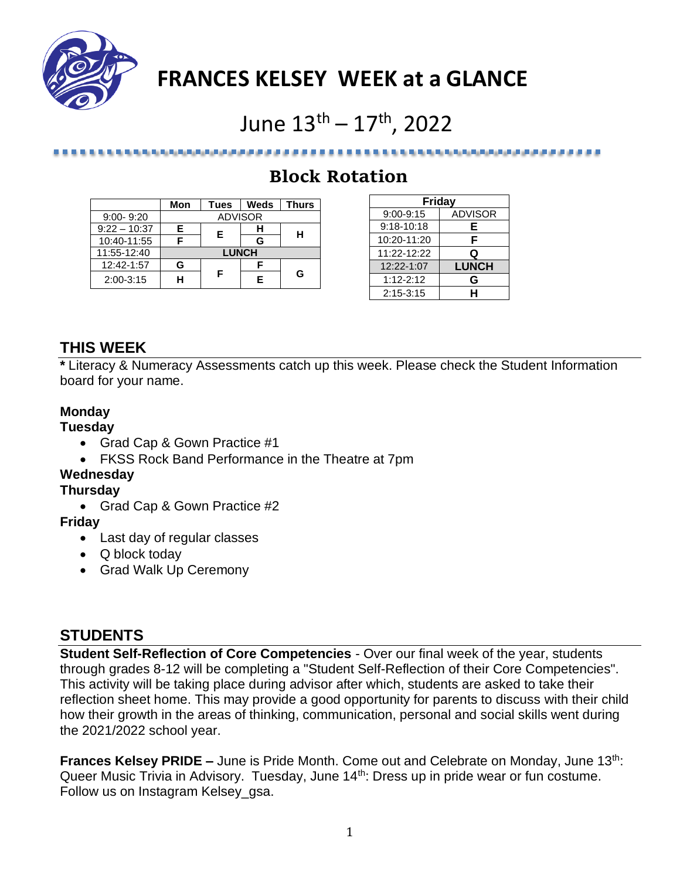# FRANCES KELSEY WEEK at a GLANCE

## June 13th – 17th, 2022

## Block Rotation

| | Mon | Tues | Weds | Thurs |
|---|---|---|---|---|
| 9:00- 9:20 | ADVISOR | | | |
| 9:22 – 10:37 | E | E | H | H |
| 10:40-11:55 | F | | G | |
| 11:55-12:40 | LUNCH | | | |
| 12:42-1:57 | G | F | F | G |
| 2:00-3:15 | H | | E | |

| Friday | |
|---|---|
| 9:00-9:15 | ADVISOR |
| 9:18-10:18 | E |
| 10:20-11:20 | F |
| 11:22-12:22 | Q |
| 12:22-1:07 | LUNCH |
| 1:12-2:12 | G |
| 2:15-3:15 | H |

## THIS WEEK

**\*** Literacy & Numeracy Assessments catch up this week. Please check the Student Information board for your name.

**Monday**

**Tuesday**

- Grad Cap & Gown Practice #1
- FKSS Rock Band Performance in the Theatre at 7pm

**Wednesday**

**Thursday**

- Grad Cap & Gown Practice #2

**Friday**

- Last day of regular classes
- Q block today
- Grad Walk Up Ceremony

## STUDENTS

**Student Self-Reflection of Core Competencies** - Over our final week of the year, students through grades 8-12 will be completing a "Student Self-Reflection of their Core Competencies". This activity will be taking place during advisor after which, students are asked to take their reflection sheet home. This may provide a good opportunity for parents to discuss with their child how their growth in the areas of thinking, communication, personal and social skills went during the 2021/2022 school year.

**Frances Kelsey PRIDE –** June is Pride Month. Come out and Celebrate on Monday, June 13th: Queer Music Trivia in Advisory. Tuesday, June 14th: Dress up in pride wear or fun costume. Follow us on Instagram Kelsey_gsa.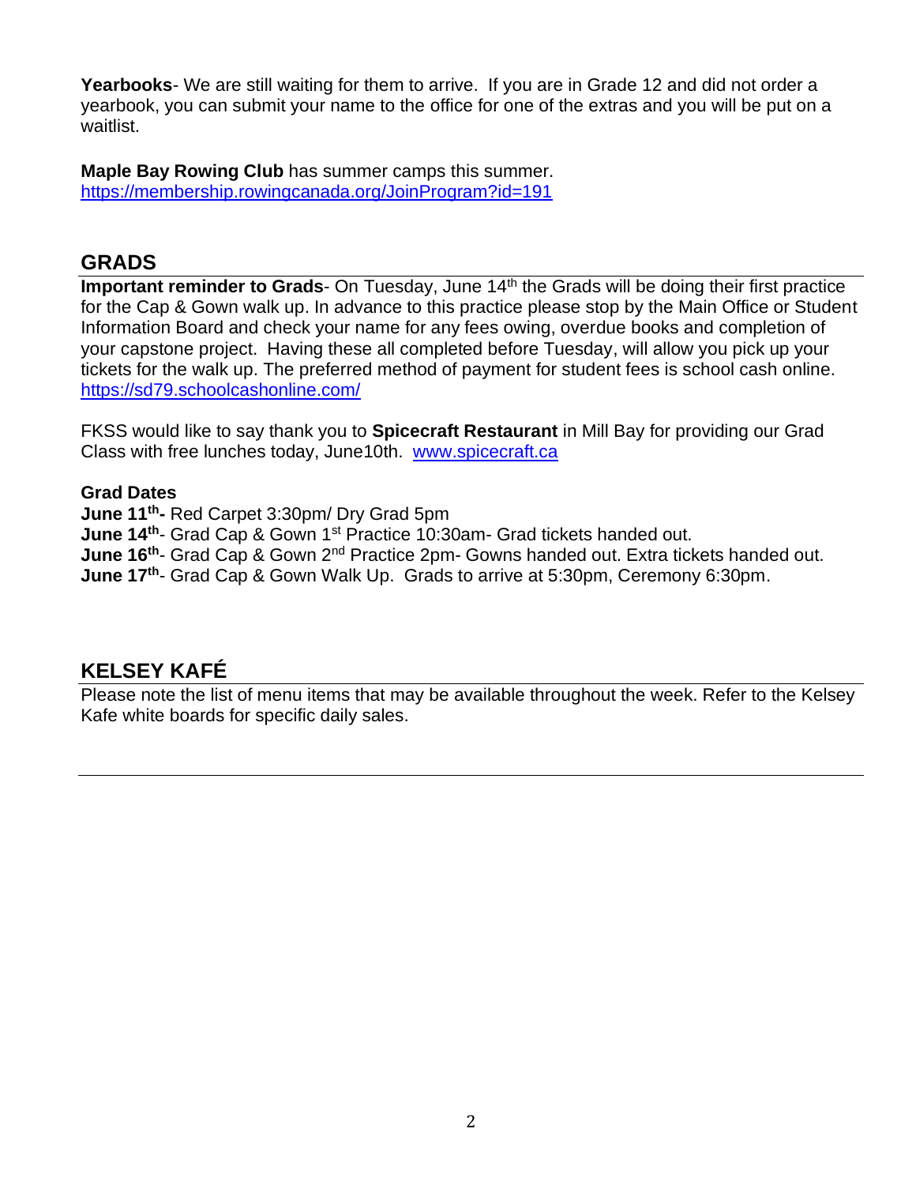**Yearbooks**- We are still waiting for them to arrive. If you are in Grade 12 and did not order a yearbook, you can submit your name to the office for one of the extras and you will be put on a waitlist.

**Maple Bay Rowing Club** has summer camps this summer.
https://membership.rowingcanada.org/JoinProgram?id=191

## GRADS

**Important reminder to Grads**- On Tuesday, June 14th the Grads will be doing their first practice for the Cap & Gown walk up. In advance to this practice please stop by the Main Office or Student Information Board and check your name for any fees owing, overdue books and completion of your capstone project. Having these all completed before Tuesday, will allow you pick up your tickets for the walk up. The preferred method of payment for student fees is school cash online.
https://sd79.schoolcashonline.com/

FKSS would like to say thank you to **Spicecraft Restaurant** in Mill Bay for providing our Grad Class with free lunches today, June10th. www.spicecraft.ca

**Grad Dates**
**June 11th-** Red Carpet 3:30pm/ Dry Grad 5pm
**June 14th**- Grad Cap & Gown 1st Practice 10:30am- Grad tickets handed out.
**June 16th**- Grad Cap & Gown 2nd Practice 2pm- Gowns handed out. Extra tickets handed out.
**June 17th**- Grad Cap & Gown Walk Up. Grads to arrive at 5:30pm, Ceremony 6:30pm.

## KELSEY KAFÉ

Please note the list of menu items that may be available throughout the week. Refer to the Kelsey Kafe white boards for specific daily sales.